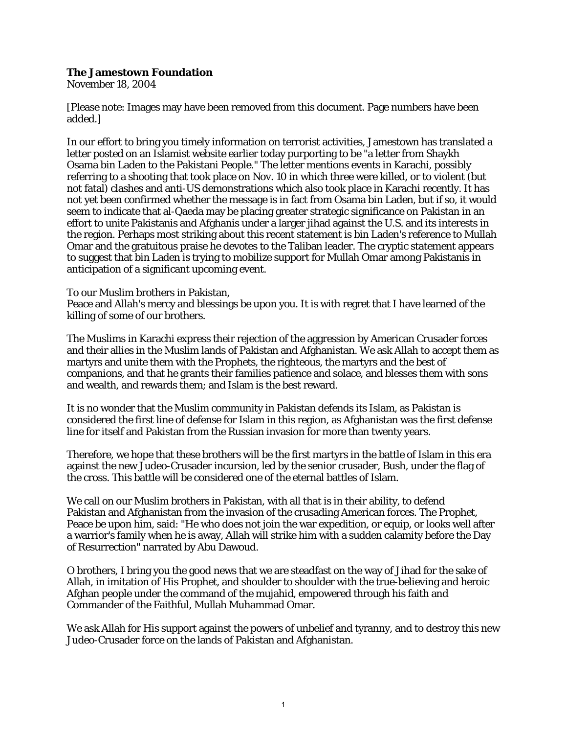**The Jamestown Foundation**
November 18, 2004

[Please note: Images may have been removed from this document. Page numbers have been added.]

In our effort to bring you timely information on terrorist activities, Jamestown has translated a letter posted on an Islamist website earlier today purporting to be "a letter from Shaykh Osama bin Laden to the Pakistani People." The letter mentions events in Karachi, possibly referring to a shooting that took place on Nov. 10 in which three were killed, or to violent (but not fatal) clashes and anti-US demonstrations which also took place in Karachi recently. It has not yet been confirmed whether the message is in fact from Osama bin Laden, but if so, it would seem to indicate that al-Qaeda may be placing greater strategic significance on Pakistan in an effort to unite Pakistanis and Afghanis under a larger jihad against the U.S. and its interests in the region. Perhaps most striking about this recent statement is bin Laden's reference to Mullah Omar and the gratuitous praise he devotes to the Taliban leader. The cryptic statement appears to suggest that bin Laden is trying to mobilize support for Mullah Omar among Pakistanis in anticipation of a significant upcoming event.

To our Muslim brothers in Pakistan,
Peace and Allah's mercy and blessings be upon you. It is with regret that I have learned of the killing of some of our brothers.

The Muslims in Karachi express their rejection of the aggression by American Crusader forces and their allies in the Muslim lands of Pakistan and Afghanistan. We ask Allah to accept them as martyrs and unite them with the Prophets, the righteous, the martyrs and the best of companions, and that he grants their families patience and solace, and blesses them with sons and wealth, and rewards them; and Islam is the best reward.

It is no wonder that the Muslim community in Pakistan defends its Islam, as Pakistan is considered the first line of defense for Islam in this region, as Afghanistan was the first defense line for itself and Pakistan from the Russian invasion for more than twenty years.

Therefore, we hope that these brothers will be the first martyrs in the battle of Islam in this era against the new Judeo-Crusader incursion, led by the senior crusader, Bush, under the flag of the cross. This battle will be considered one of the eternal battles of Islam.

We call on our Muslim brothers in Pakistan, with all that is in their ability, to defend Pakistan and Afghanistan from the invasion of the crusading American forces. The Prophet, Peace be upon him, said: "He who does not join the war expedition, or equip, or looks well after a warrior's family when he is away, Allah will strike him with a sudden calamity before the Day of Resurrection" narrated by Abu Dawoud.

O brothers, I bring you the good news that we are steadfast on the way of Jihad for the sake of Allah, in imitation of His Prophet, and shoulder to shoulder with the true-believing and heroic Afghan people under the command of the mujahid, empowered through his faith and Commander of the Faithful, Mullah Muhammad Omar.

We ask Allah for His support against the powers of unbelief and tyranny, and to destroy this new Judeo-Crusader force on the lands of Pakistan and Afghanistan.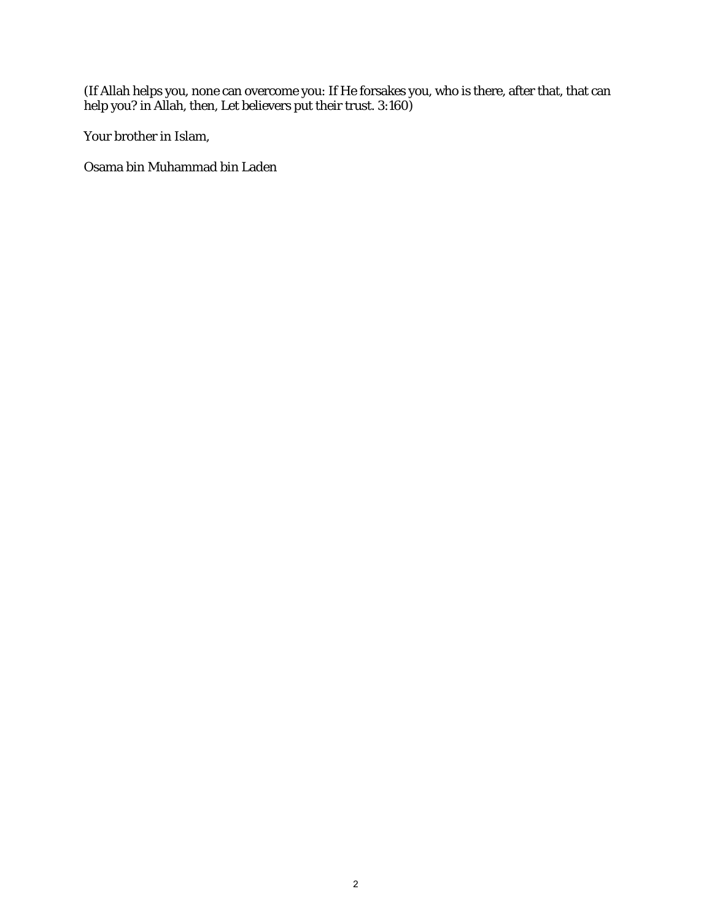(If Allah helps you, none can overcome you: If He forsakes you, who is there, after that, that can help you? in Allah, then, Let believers put their trust. 3:160)

Your brother in Islam,

Osama bin Muhammad bin Laden